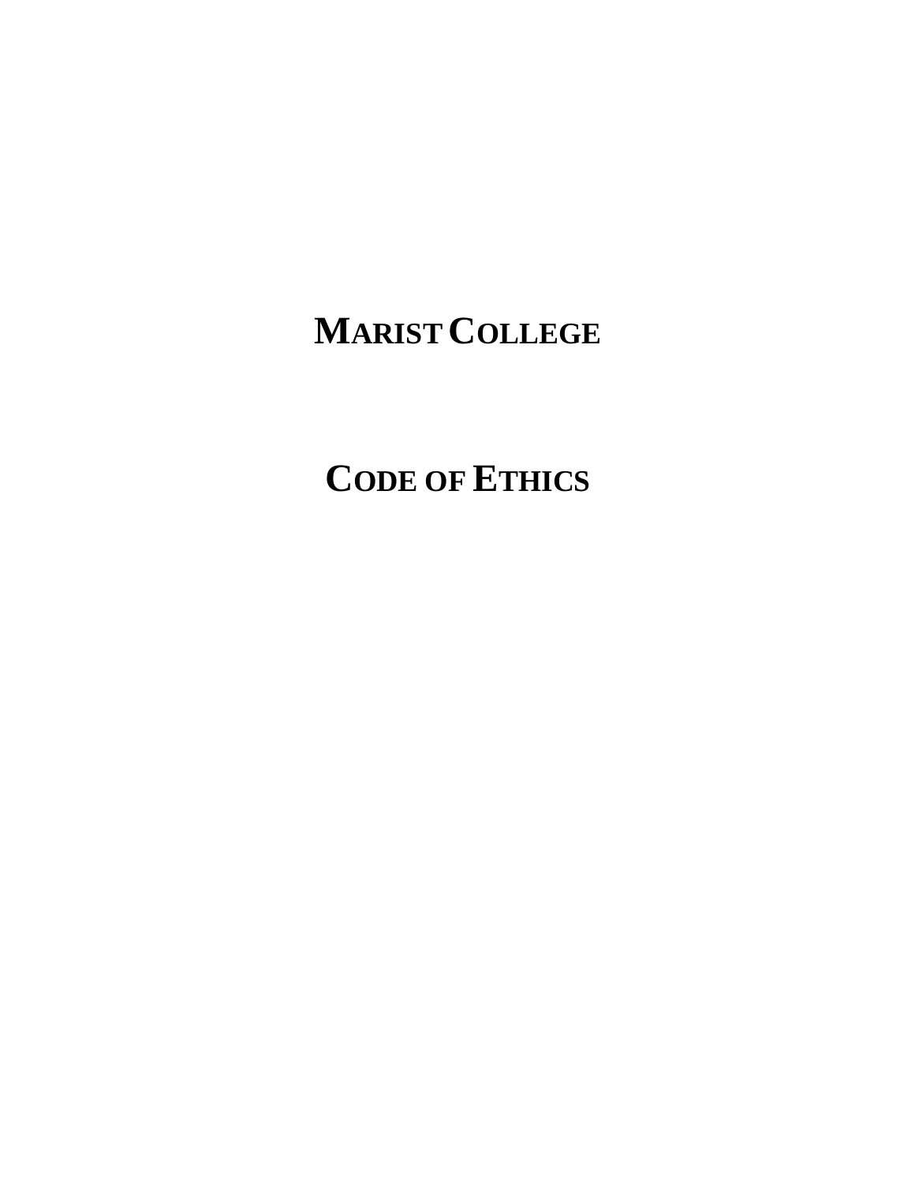# MARIST COLLEGE

# CODE OF ETHICS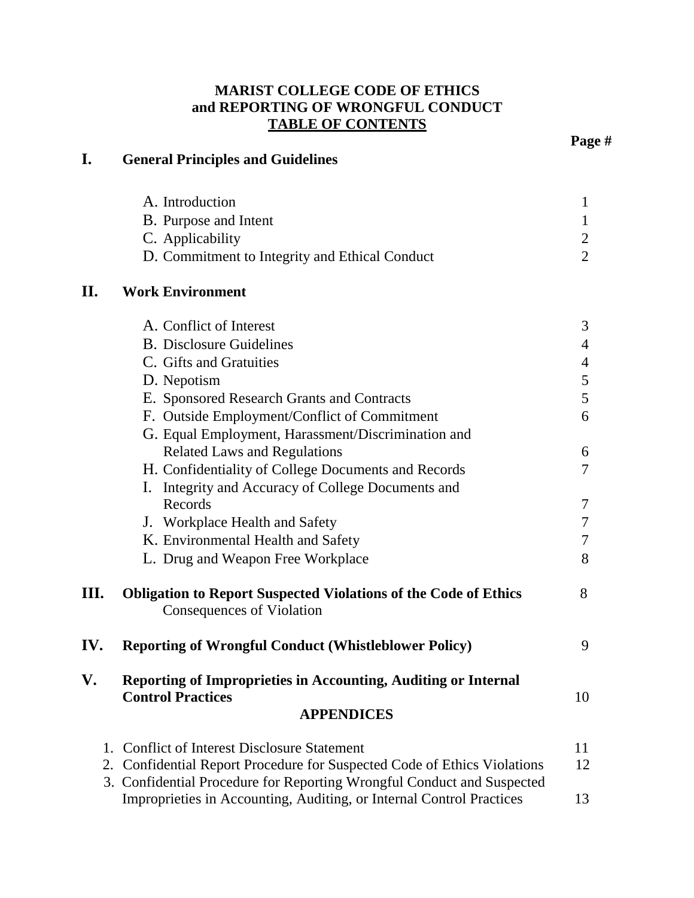# MARIST COLLEGE CODE OF ETHICS and REPORTING OF WRONGFUL CONDUCT

## TABLE OF CONTENTS

| | | Page # |
|---|---|---|
| **I.** | **General Principles and Guidelines** | |
| | A. Introduction | 1 |
| | B. Purpose and Intent | 1 |
| | C. Applicability | 2 |
| | D. Commitment to Integrity and Ethical Conduct | 2 |
| **II.** | **Work Environment** | |
| | A. Conflict of Interest | 3 |
| | B. Disclosure Guidelines | 4 |
| | C. Gifts and Gratuities | 4 |
| | D. Nepotism | 5 |
| | E. Sponsored Research Grants and Contracts | 5 |
| | F. Outside Employment/Conflict of Commitment | 6 |
| | G. Equal Employment, Harassment/Discrimination and Related Laws and Regulations | 6 |
| | H. Confidentiality of College Documents and Records | 7 |
| | I. Integrity and Accuracy of College Documents and Records | 7 |
| | J. Workplace Health and Safety | 7 |
| | K. Environmental Health and Safety | 7 |
| | L. Drug and Weapon Free Workplace | 8 |
| **III.** | **Obligation to Report Suspected Violations of the Code of Ethics** Consequences of Violation | 8 |
| **IV.** | **Reporting of Wrongful Conduct (Whistleblower Policy)** | 9 |
| **V.** | **Reporting of Improprieties in Accounting, Auditing or Internal Control Practices** | 10 |

## APPENDICES

| | | |
|---|---|---|
| 1. | Conflict of Interest Disclosure Statement | 11 |
| 2. | Confidential Report Procedure for Suspected Code of Ethics Violations | 12 |
| 3. | Confidential Procedure for Reporting Wrongful Conduct and Suspected Improprieties in Accounting, Auditing, or Internal Control Practices | 13 |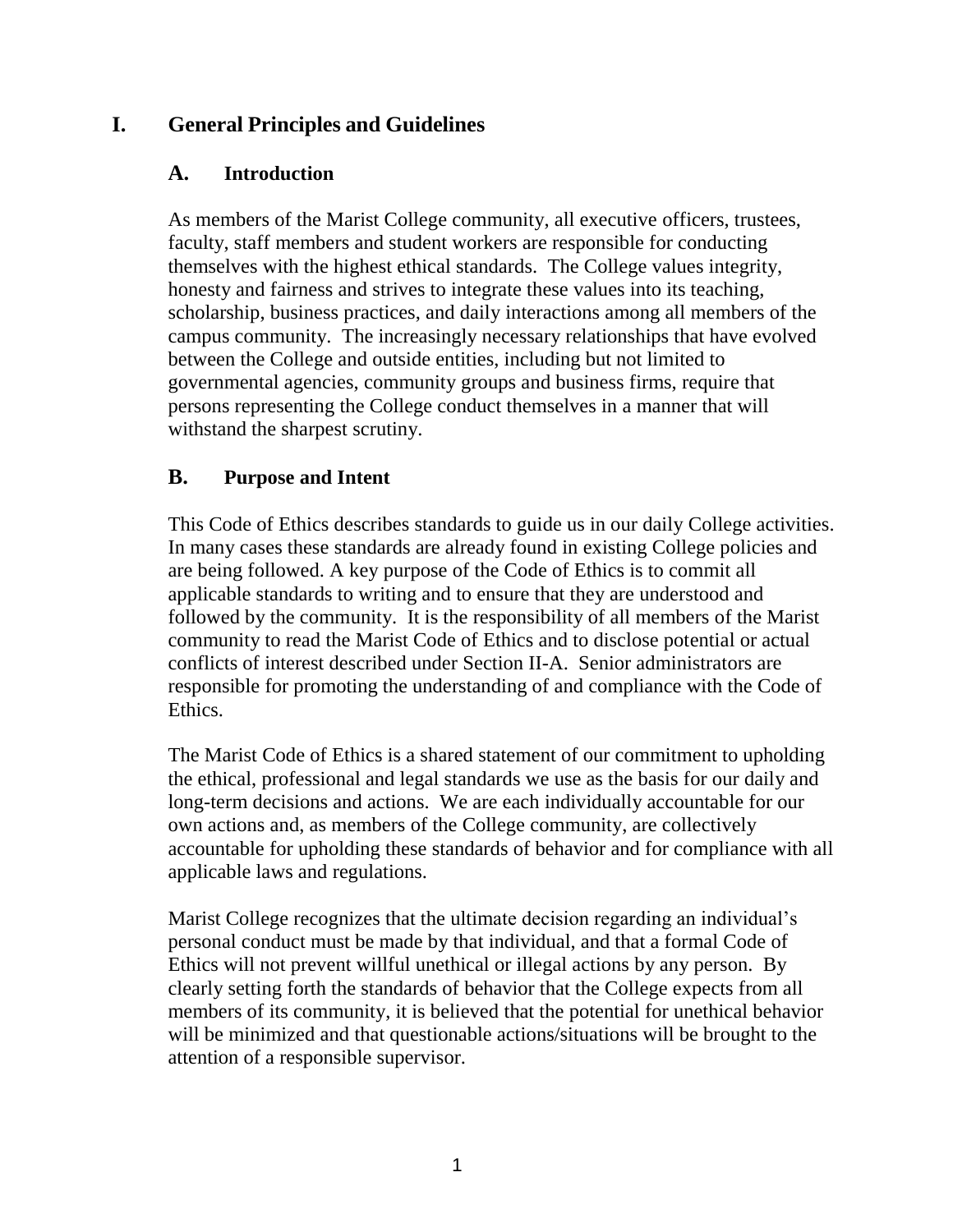# I. General Principles and Guidelines

## A. Introduction

As members of the Marist College community, all executive officers, trustees, faculty, staff members and student workers are responsible for conducting themselves with the highest ethical standards. The College values integrity, honesty and fairness and strives to integrate these values into its teaching, scholarship, business practices, and daily interactions among all members of the campus community. The increasingly necessary relationships that have evolved between the College and outside entities, including but not limited to governmental agencies, community groups and business firms, require that persons representing the College conduct themselves in a manner that will withstand the sharpest scrutiny.

## B. Purpose and Intent

This Code of Ethics describes standards to guide us in our daily College activities. In many cases these standards are already found in existing College policies and are being followed. A key purpose of the Code of Ethics is to commit all applicable standards to writing and to ensure that they are understood and followed by the community. It is the responsibility of all members of the Marist community to read the Marist Code of Ethics and to disclose potential or actual conflicts of interest described under Section II-A. Senior administrators are responsible for promoting the understanding of and compliance with the Code of Ethics.

The Marist Code of Ethics is a shared statement of our commitment to upholding the ethical, professional and legal standards we use as the basis for our daily and long-term decisions and actions. We are each individually accountable for our own actions and, as members of the College community, are collectively accountable for upholding these standards of behavior and for compliance with all applicable laws and regulations.

Marist College recognizes that the ultimate decision regarding an individual's personal conduct must be made by that individual, and that a formal Code of Ethics will not prevent willful unethical or illegal actions by any person. By clearly setting forth the standards of behavior that the College expects from all members of its community, it is believed that the potential for unethical behavior will be minimized and that questionable actions/situations will be brought to the attention of a responsible supervisor.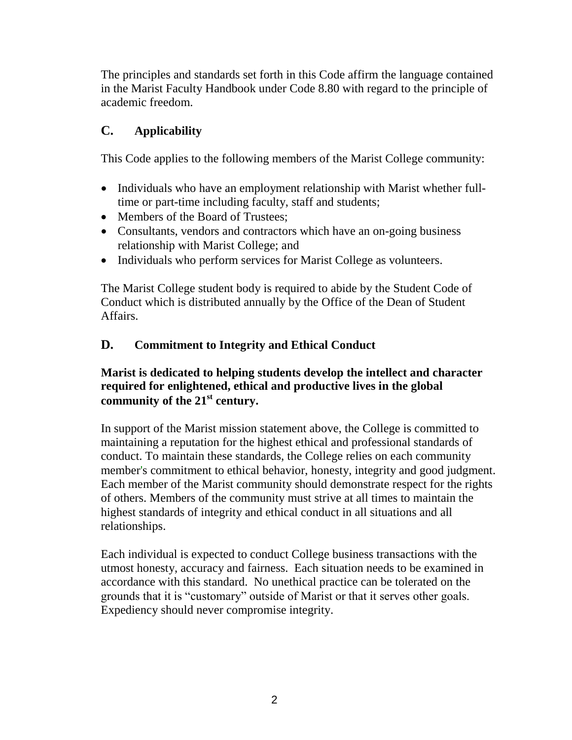The principles and standards set forth in this Code affirm the language contained in the Marist Faculty Handbook under Code 8.80 with regard to the principle of academic freedom.

## C. Applicability

This Code applies to the following members of the Marist College community:

- Individuals who have an employment relationship with Marist whether full-time or part-time including faculty, staff and students;
- Members of the Board of Trustees;
- Consultants, vendors and contractors which have an on-going business relationship with Marist College; and
- Individuals who perform services for Marist College as volunteers.

The Marist College student body is required to abide by the Student Code of Conduct which is distributed annually by the Office of the Dean of Student Affairs.

## D. Commitment to Integrity and Ethical Conduct

**Marist is dedicated to helping students develop the intellect and character required for enlightened, ethical and productive lives in the global community of the 21st century.**

In support of the Marist mission statement above, the College is committed to maintaining a reputation for the highest ethical and professional standards of conduct. To maintain these standards, the College relies on each community member's commitment to ethical behavior, honesty, integrity and good judgment. Each member of the Marist community should demonstrate respect for the rights of others. Members of the community must strive at all times to maintain the highest standards of integrity and ethical conduct in all situations and all relationships.

Each individual is expected to conduct College business transactions with the utmost honesty, accuracy and fairness. Each situation needs to be examined in accordance with this standard. No unethical practice can be tolerated on the grounds that it is "customary" outside of Marist or that it serves other goals. Expediency should never compromise integrity.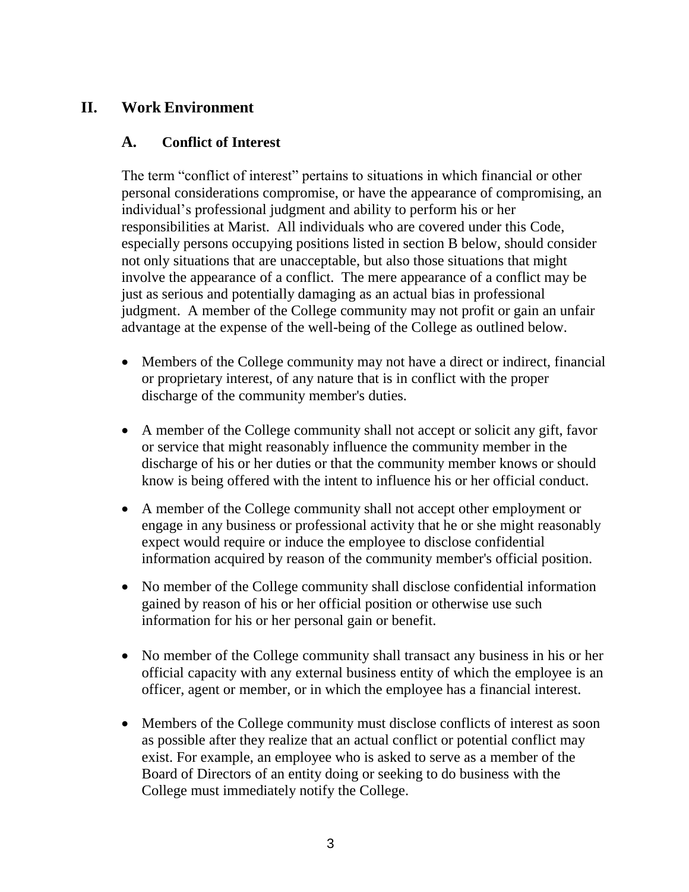## II. Work Environment

### A. Conflict of Interest

The term "conflict of interest" pertains to situations in which financial or other personal considerations compromise, or have the appearance of compromising, an individual's professional judgment and ability to perform his or her responsibilities at Marist. All individuals who are covered under this Code, especially persons occupying positions listed in section B below, should consider not only situations that are unacceptable, but also those situations that might involve the appearance of a conflict. The mere appearance of a conflict may be just as serious and potentially damaging as an actual bias in professional judgment. A member of the College community may not profit or gain an unfair advantage at the expense of the well-being of the College as outlined below.

- Members of the College community may not have a direct or indirect, financial or proprietary interest, of any nature that is in conflict with the proper discharge of the community member's duties.
- A member of the College community shall not accept or solicit any gift, favor or service that might reasonably influence the community member in the discharge of his or her duties or that the community member knows or should know is being offered with the intent to influence his or her official conduct.
- A member of the College community shall not accept other employment or engage in any business or professional activity that he or she might reasonably expect would require or induce the employee to disclose confidential information acquired by reason of the community member's official position.
- No member of the College community shall disclose confidential information gained by reason of his or her official position or otherwise use such information for his or her personal gain or benefit.
- No member of the College community shall transact any business in his or her official capacity with any external business entity of which the employee is an officer, agent or member, or in which the employee has a financial interest.
- Members of the College community must disclose conflicts of interest as soon as possible after they realize that an actual conflict or potential conflict may exist. For example, an employee who is asked to serve as a member of the Board of Directors of an entity doing or seeking to do business with the College must immediately notify the College.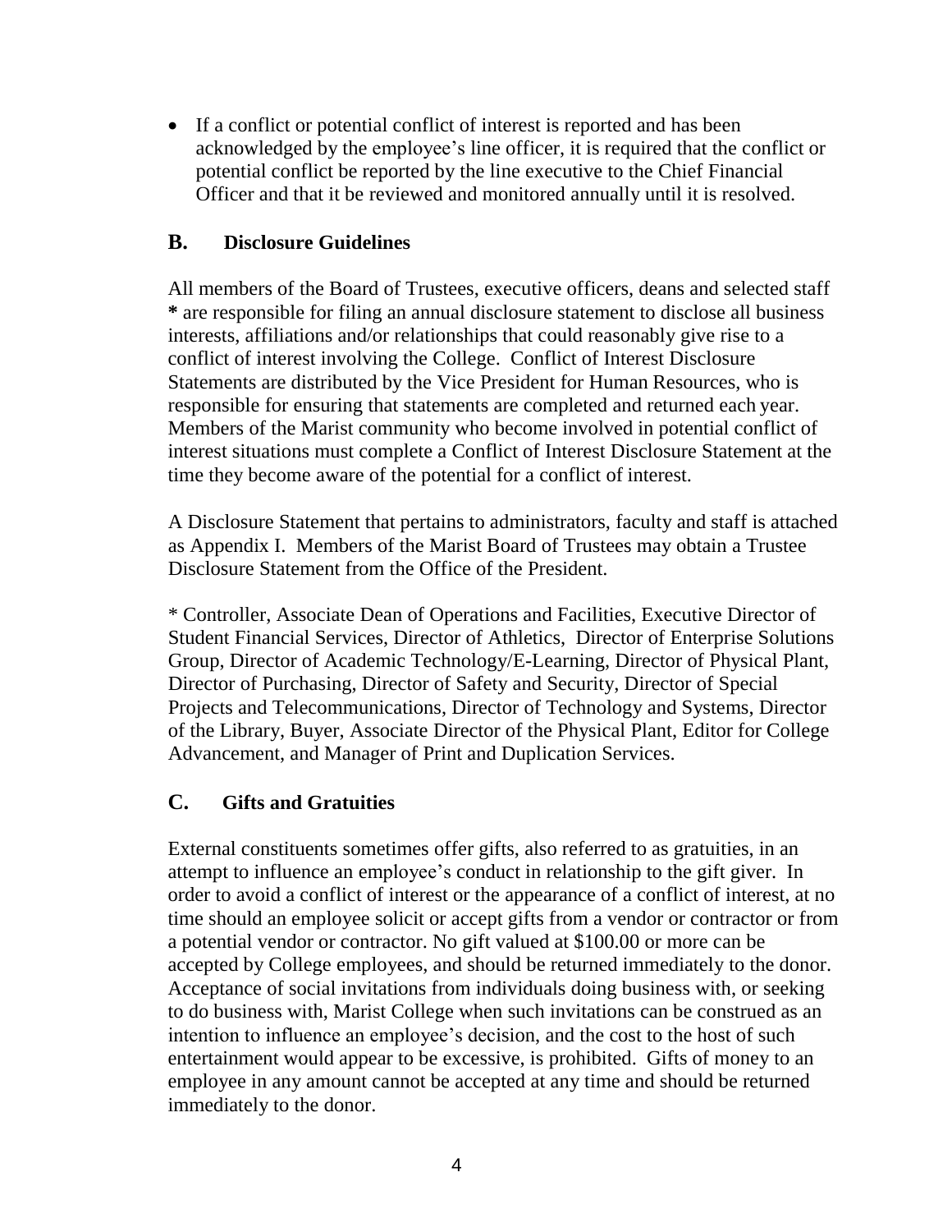- If a conflict or potential conflict of interest is reported and has been acknowledged by the employee's line officer, it is required that the conflict or potential conflict be reported by the line executive to the Chief Financial Officer and that it be reviewed and monitored annually until it is resolved.

## B. Disclosure Guidelines

All members of the Board of Trustees, executive officers, deans and selected staff **\*** are responsible for filing an annual disclosure statement to disclose all business interests, affiliations and/or relationships that could reasonably give rise to a conflict of interest involving the College. Conflict of Interest Disclosure Statements are distributed by the Vice President for Human Resources, who is responsible for ensuring that statements are completed and returned each year. Members of the Marist community who become involved in potential conflict of interest situations must complete a Conflict of Interest Disclosure Statement at the time they become aware of the potential for a conflict of interest.

A Disclosure Statement that pertains to administrators, faculty and staff is attached as Appendix I. Members of the Marist Board of Trustees may obtain a Trustee Disclosure Statement from the Office of the President.

\* Controller, Associate Dean of Operations and Facilities, Executive Director of Student Financial Services, Director of Athletics, Director of Enterprise Solutions Group, Director of Academic Technology/E-Learning, Director of Physical Plant, Director of Purchasing, Director of Safety and Security, Director of Special Projects and Telecommunications, Director of Technology and Systems, Director of the Library, Buyer, Associate Director of the Physical Plant, Editor for College Advancement, and Manager of Print and Duplication Services.

## C. Gifts and Gratuities

External constituents sometimes offer gifts, also referred to as gratuities, in an attempt to influence an employee's conduct in relationship to the gift giver. In order to avoid a conflict of interest or the appearance of a conflict of interest, at no time should an employee solicit or accept gifts from a vendor or contractor or from a potential vendor or contractor. No gift valued at $100.00 or more can be accepted by College employees, and should be returned immediately to the donor. Acceptance of social invitations from individuals doing business with, or seeking to do business with, Marist College when such invitations can be construed as an intention to influence an employee's decision, and the cost to the host of such entertainment would appear to be excessive, is prohibited. Gifts of money to an employee in any amount cannot be accepted at any time and should be returned immediately to the donor.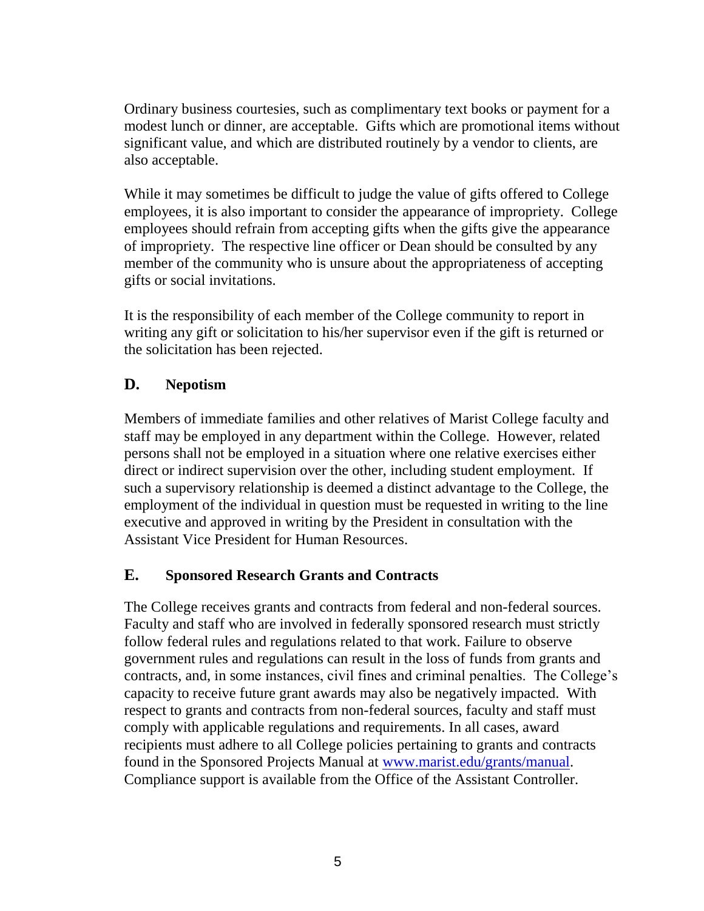Ordinary business courtesies, such as complimentary text books or payment for a modest lunch or dinner, are acceptable. Gifts which are promotional items without significant value, and which are distributed routinely by a vendor to clients, are also acceptable.

While it may sometimes be difficult to judge the value of gifts offered to College employees, it is also important to consider the appearance of impropriety. College employees should refrain from accepting gifts when the gifts give the appearance of impropriety. The respective line officer or Dean should be consulted by any member of the community who is unsure about the appropriateness of accepting gifts or social invitations.

It is the responsibility of each member of the College community to report in writing any gift or solicitation to his/her supervisor even if the gift is returned or the solicitation has been rejected.

## D. Nepotism

Members of immediate families and other relatives of Marist College faculty and staff may be employed in any department within the College. However, related persons shall not be employed in a situation where one relative exercises either direct or indirect supervision over the other, including student employment. If such a supervisory relationship is deemed a distinct advantage to the College, the employment of the individual in question must be requested in writing to the line executive and approved in writing by the President in consultation with the Assistant Vice President for Human Resources.

## E. Sponsored Research Grants and Contracts

The College receives grants and contracts from federal and non-federal sources. Faculty and staff who are involved in federally sponsored research must strictly follow federal rules and regulations related to that work. Failure to observe government rules and regulations can result in the loss of funds from grants and contracts, and, in some instances, civil fines and criminal penalties. The College's capacity to receive future grant awards may also be negatively impacted. With respect to grants and contracts from non-federal sources, faculty and staff must comply with applicable regulations and requirements. In all cases, award recipients must adhere to all College policies pertaining to grants and contracts found in the Sponsored Projects Manual at [www.marist.edu/grants/manual](http://www.marist.edu/grants/manual). Compliance support is available from the Office of the Assistant Controller.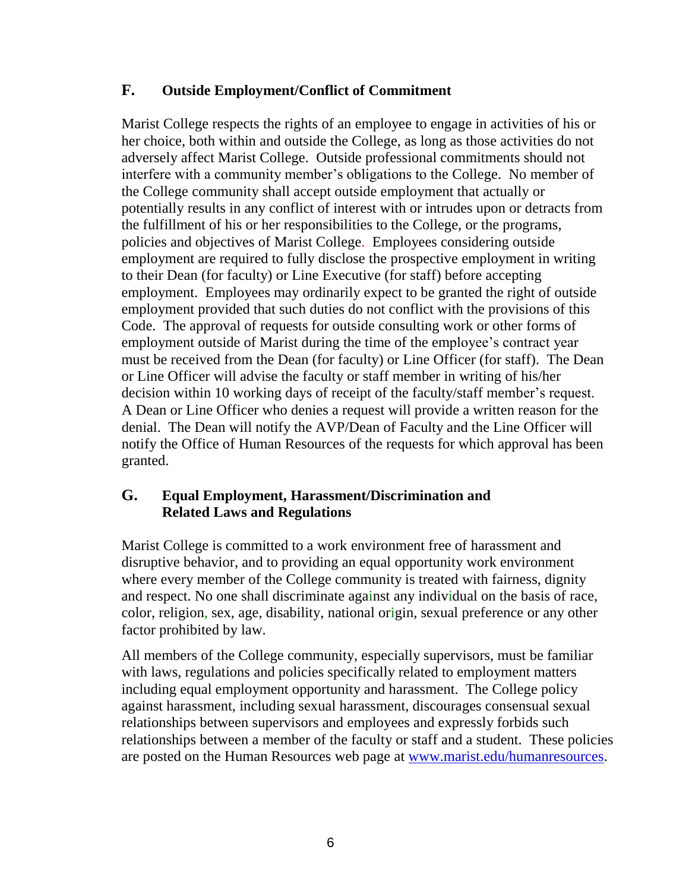## F. Outside Employment/Conflict of Commitment

Marist College respects the rights of an employee to engage in activities of his or her choice, both within and outside the College, as long as those activities do not adversely affect Marist College. Outside professional commitments should not interfere with a community member's obligations to the College. No member of the College community shall accept outside employment that actually or potentially results in any conflict of interest with or intrudes upon or detracts from the fulfillment of his or her responsibilities to the College, or the programs, policies and objectives of Marist College. Employees considering outside employment are required to fully disclose the prospective employment in writing to their Dean (for faculty) or Line Executive (for staff) before accepting employment. Employees may ordinarily expect to be granted the right of outside employment provided that such duties do not conflict with the provisions of this Code. The approval of requests for outside consulting work or other forms of employment outside of Marist during the time of the employee's contract year must be received from the Dean (for faculty) or Line Officer (for staff). The Dean or Line Officer will advise the faculty or staff member in writing of his/her decision within 10 working days of receipt of the faculty/staff member's request. A Dean or Line Officer who denies a request will provide a written reason for the denial. The Dean will notify the AVP/Dean of Faculty and the Line Officer will notify the Office of Human Resources of the requests for which approval has been granted.

## G. Equal Employment, Harassment/Discrimination and Related Laws and Regulations

Marist College is committed to a work environment free of harassment and disruptive behavior, and to providing an equal opportunity work environment where every member of the College community is treated with fairness, dignity and respect. No one shall discriminate against any individual on the basis of race, color, religion, sex, age, disability, national origin, sexual preference or any other factor prohibited by law.

All members of the College community, especially supervisors, must be familiar with laws, regulations and policies specifically related to employment matters including equal employment opportunity and harassment. The College policy against harassment, including sexual harassment, discourages consensual sexual relationships between supervisors and employees and expressly forbids such relationships between a member of the faculty or staff and a student. These policies are posted on the Human Resources web page at [www.marist.edu/humanresources](http://www.marist.edu/humanresources).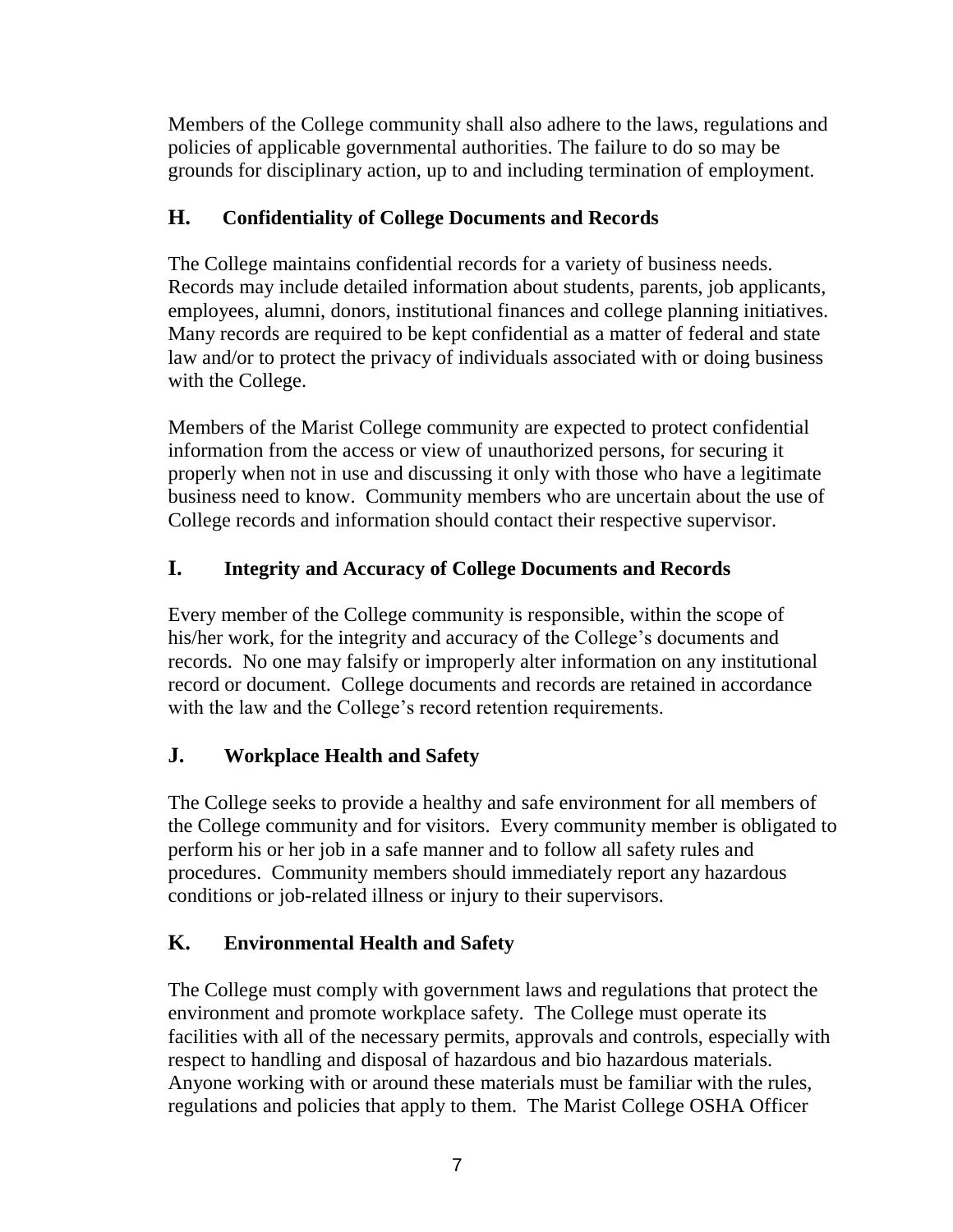Members of the College community shall also adhere to the laws, regulations and policies of applicable governmental authorities. The failure to do so may be grounds for disciplinary action, up to and including termination of employment.

## H. Confidentiality of College Documents and Records

The College maintains confidential records for a variety of business needs. Records may include detailed information about students, parents, job applicants, employees, alumni, donors, institutional finances and college planning initiatives. Many records are required to be kept confidential as a matter of federal and state law and/or to protect the privacy of individuals associated with or doing business with the College.

Members of the Marist College community are expected to protect confidential information from the access or view of unauthorized persons, for securing it properly when not in use and discussing it only with those who have a legitimate business need to know. Community members who are uncertain about the use of College records and information should contact their respective supervisor.

## I. Integrity and Accuracy of College Documents and Records

Every member of the College community is responsible, within the scope of his/her work, for the integrity and accuracy of the College's documents and records. No one may falsify or improperly alter information on any institutional record or document. College documents and records are retained in accordance with the law and the College's record retention requirements.

## J. Workplace Health and Safety

The College seeks to provide a healthy and safe environment for all members of the College community and for visitors. Every community member is obligated to perform his or her job in a safe manner and to follow all safety rules and procedures. Community members should immediately report any hazardous conditions or job-related illness or injury to their supervisors.

## K. Environmental Health and Safety

The College must comply with government laws and regulations that protect the environment and promote workplace safety. The College must operate its facilities with all of the necessary permits, approvals and controls, especially with respect to handling and disposal of hazardous and bio hazardous materials. Anyone working with or around these materials must be familiar with the rules, regulations and policies that apply to them. The Marist College OSHA Officer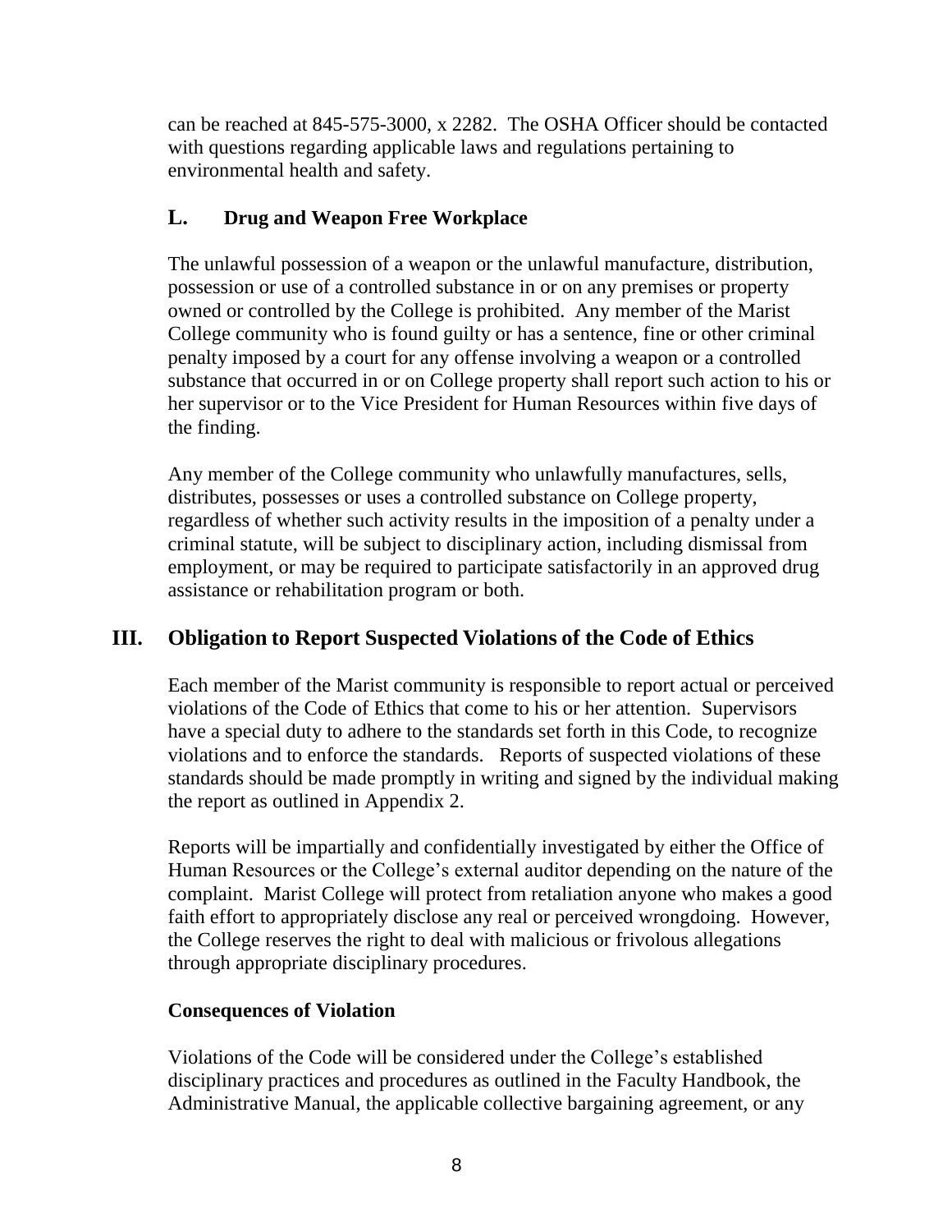can be reached at 845-575-3000, x 2282. The OSHA Officer should be contacted with questions regarding applicable laws and regulations pertaining to environmental health and safety.

### L. Drug and Weapon Free Workplace

The unlawful possession of a weapon or the unlawful manufacture, distribution, possession or use of a controlled substance in or on any premises or property owned or controlled by the College is prohibited. Any member of the Marist College community who is found guilty or has a sentence, fine or other criminal penalty imposed by a court for any offense involving a weapon or a controlled substance that occurred in or on College property shall report such action to his or her supervisor or to the Vice President for Human Resources within five days of the finding.

Any member of the College community who unlawfully manufactures, sells, distributes, possesses or uses a controlled substance on College property, regardless of whether such activity results in the imposition of a penalty under a criminal statute, will be subject to disciplinary action, including dismissal from employment, or may be required to participate satisfactorily in an approved drug assistance or rehabilitation program or both.

## III. Obligation to Report Suspected Violations of the Code of Ethics

Each member of the Marist community is responsible to report actual or perceived violations of the Code of Ethics that come to his or her attention. Supervisors have a special duty to adhere to the standards set forth in this Code, to recognize violations and to enforce the standards. Reports of suspected violations of these standards should be made promptly in writing and signed by the individual making the report as outlined in Appendix 2.

Reports will be impartially and confidentially investigated by either the Office of Human Resources or the College's external auditor depending on the nature of the complaint. Marist College will protect from retaliation anyone who makes a good faith effort to appropriately disclose any real or perceived wrongdoing. However, the College reserves the right to deal with malicious or frivolous allegations through appropriate disciplinary procedures.

**Consequences of Violation**

Violations of the Code will be considered under the College's established disciplinary practices and procedures as outlined in the Faculty Handbook, the Administrative Manual, the applicable collective bargaining agreement, or any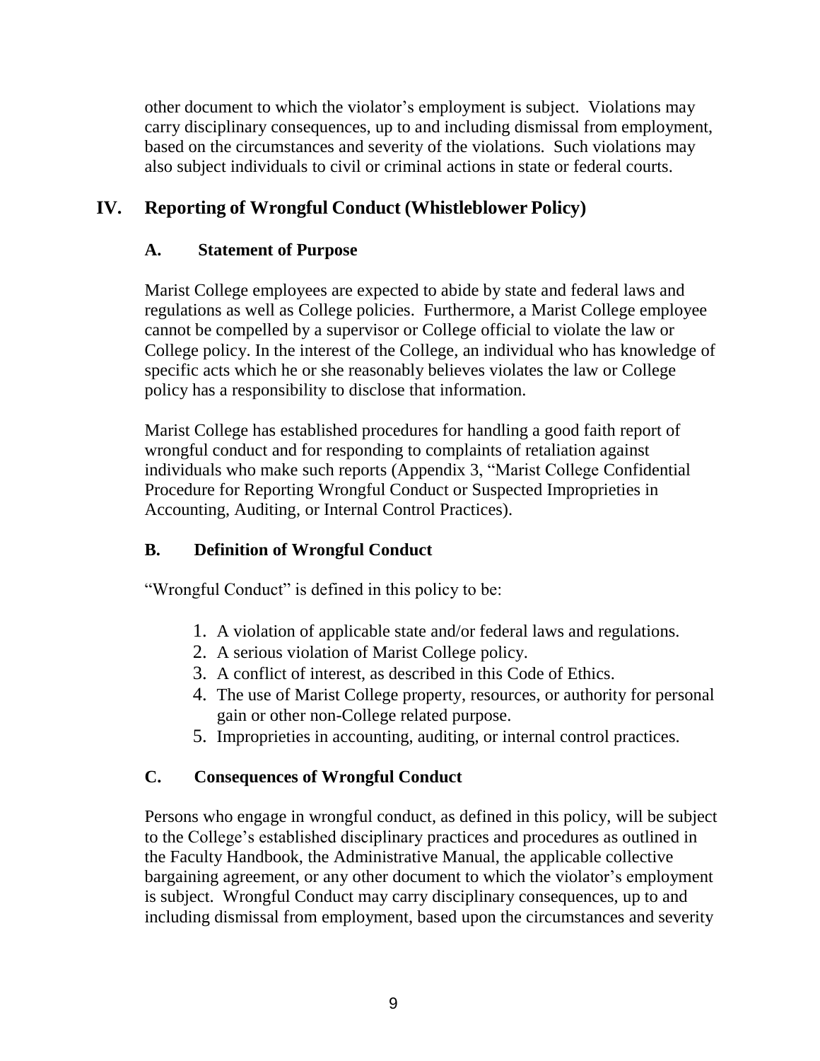other document to which the violator's employment is subject. Violations may carry disciplinary consequences, up to and including dismissal from employment, based on the circumstances and severity of the violations. Such violations may also subject individuals to civil or criminal actions in state or federal courts.

## IV. Reporting of Wrongful Conduct (Whistleblower Policy)

### A. Statement of Purpose

Marist College employees are expected to abide by state and federal laws and regulations as well as College policies. Furthermore, a Marist College employee cannot be compelled by a supervisor or College official to violate the law or College policy. In the interest of the College, an individual who has knowledge of specific acts which he or she reasonably believes violates the law or College policy has a responsibility to disclose that information.

Marist College has established procedures for handling a good faith report of wrongful conduct and for responding to complaints of retaliation against individuals who make such reports (Appendix 3, "Marist College Confidential Procedure for Reporting Wrongful Conduct or Suspected Improprieties in Accounting, Auditing, or Internal Control Practices).

### B. Definition of Wrongful Conduct

"Wrongful Conduct" is defined in this policy to be:

1. A violation of applicable state and/or federal laws and regulations.
2. A serious violation of Marist College policy.
3. A conflict of interest, as described in this Code of Ethics.
4. The use of Marist College property, resources, or authority for personal gain or other non-College related purpose.
5. Improprieties in accounting, auditing, or internal control practices.

### C. Consequences of Wrongful Conduct

Persons who engage in wrongful conduct, as defined in this policy, will be subject to the College's established disciplinary practices and procedures as outlined in the Faculty Handbook, the Administrative Manual, the applicable collective bargaining agreement, or any other document to which the violator's employment is subject. Wrongful Conduct may carry disciplinary consequences, up to and including dismissal from employment, based upon the circumstances and severity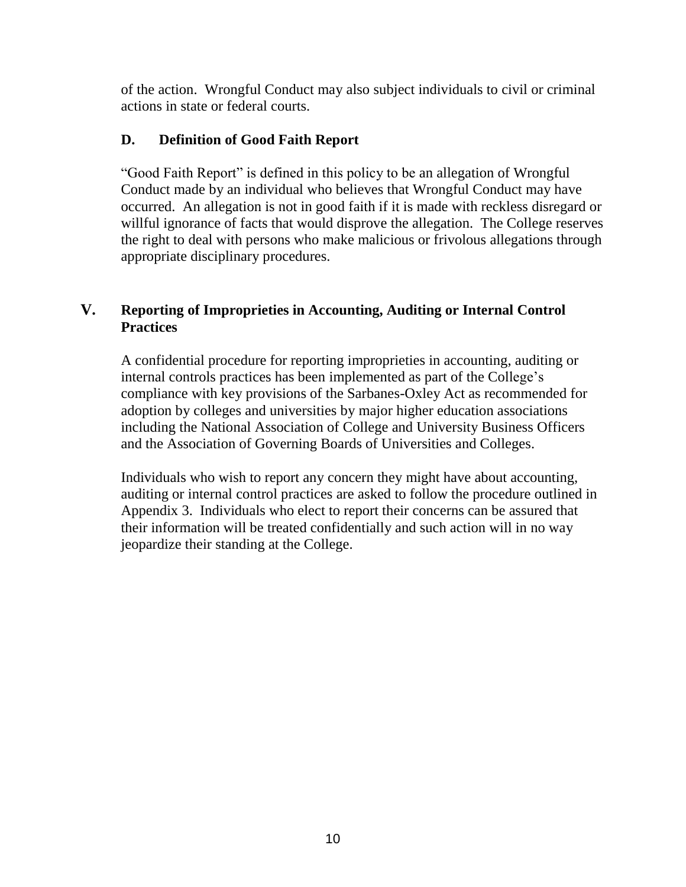of the action. Wrongful Conduct may also subject individuals to civil or criminal actions in state or federal courts.

### D. Definition of Good Faith Report

"Good Faith Report" is defined in this policy to be an allegation of Wrongful Conduct made by an individual who believes that Wrongful Conduct may have occurred. An allegation is not in good faith if it is made with reckless disregard or willful ignorance of facts that would disprove the allegation. The College reserves the right to deal with persons who make malicious or frivolous allegations through appropriate disciplinary procedures.

## V. Reporting of Improprieties in Accounting, Auditing or Internal Control Practices

A confidential procedure for reporting improprieties in accounting, auditing or internal controls practices has been implemented as part of the College's compliance with key provisions of the Sarbanes-Oxley Act as recommended for adoption by colleges and universities by major higher education associations including the National Association of College and University Business Officers and the Association of Governing Boards of Universities and Colleges.

Individuals who wish to report any concern they might have about accounting, auditing or internal control practices are asked to follow the procedure outlined in Appendix 3. Individuals who elect to report their concerns can be assured that their information will be treated confidentially and such action will in no way jeopardize their standing at the College.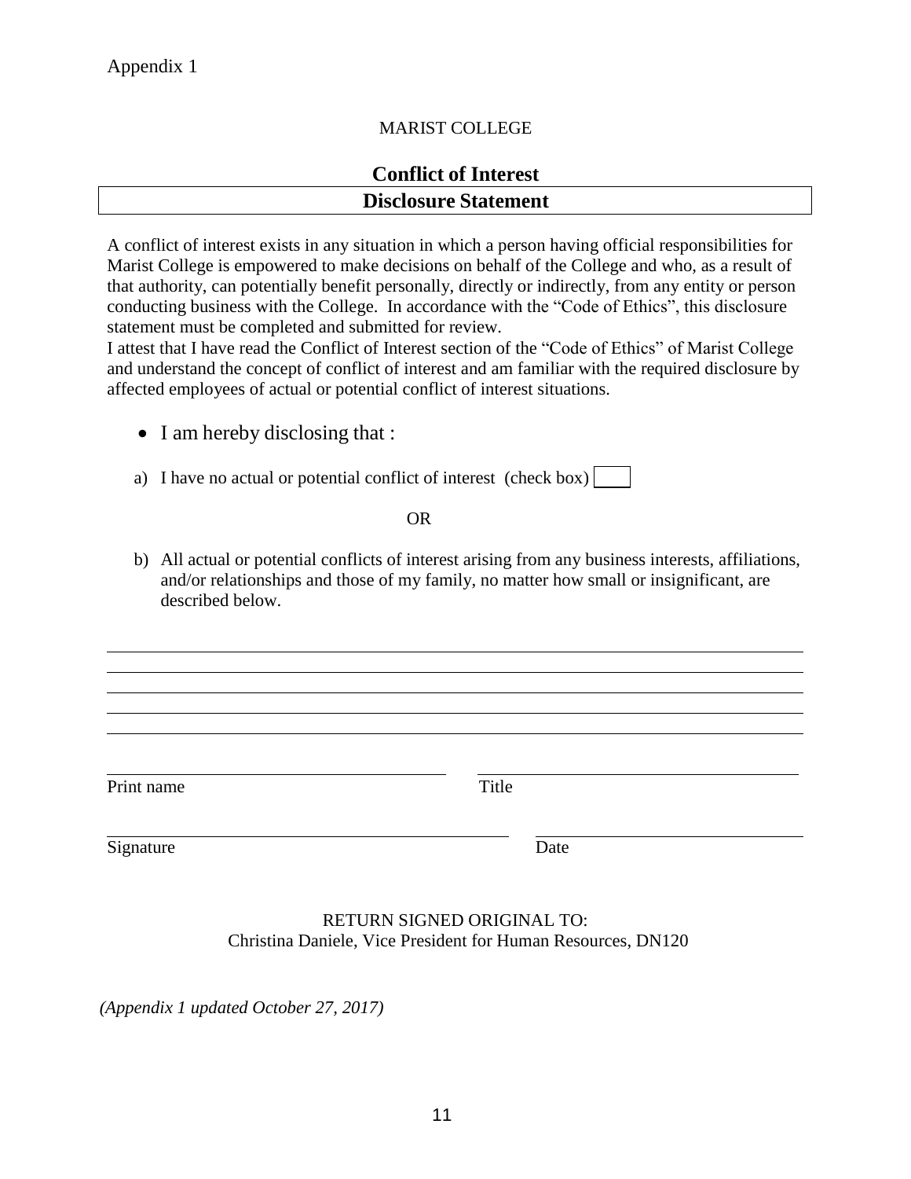Appendix 1

MARIST COLLEGE

## Conflict of Interest

## Disclosure Statement

A conflict of interest exists in any situation in which a person having official responsibilities for Marist College is empowered to make decisions on behalf of the College and who, as a result of that authority, can potentially benefit personally, directly or indirectly, from any entity or person conducting business with the College. In accordance with the "Code of Ethics", this disclosure statement must be completed and submitted for review.

I attest that I have read the Conflict of Interest section of the "Code of Ethics" of Marist College and understand the concept of conflict of interest and am familiar with the required disclosure by affected employees of actual or potential conflict of interest situations.

- I am hereby disclosing that :

a) I have no actual or potential conflict of interest (check box) ☐

OR

b) All actual or potential conflicts of interest arising from any business interests, affiliations, and/or relationships and those of my family, no matter how small or insignificant, are described below.

\_\_\_\_\_\_\_\_\_\_\_\_\_\_\_\_\_\_\_\_\_\_\_\_\_\_\_\_\_\_\_\_\_\_\_\_\_\_\_\_\_\_\_\_\_\_\_\_\_\_\_\_\_\_\_\_\_\_\_\_\_\_\_\_\_\_\_\_\_\_\_\_\_\_\_\_\_\_

\_\_\_\_\_\_\_\_\_\_\_\_\_\_\_\_\_\_\_\_\_\_\_\_\_\_\_\_\_\_\_\_\_\_\_\_\_\_\_\_\_\_\_\_\_\_\_\_\_\_\_\_\_\_\_\_\_\_\_\_\_\_\_\_\_\_\_\_\_\_\_\_\_\_\_\_\_\_

\_\_\_\_\_\_\_\_\_\_\_\_\_\_\_\_\_\_\_\_\_\_\_\_\_\_\_\_\_\_\_\_\_\_\_\_\_\_\_\_\_\_\_\_\_\_\_\_\_\_\_\_\_\_\_\_\_\_\_\_\_\_\_\_\_\_\_\_\_\_\_\_\_\_\_\_\_\_

\_\_\_\_\_\_\_\_\_\_\_\_\_\_\_\_\_\_\_\_\_\_\_\_\_\_\_\_\_\_\_\_\_\_\_\_\_\_\_\_\_\_\_\_\_\_\_\_\_\_\_\_\_\_\_\_\_\_\_\_\_\_\_\_\_\_\_\_\_\_\_\_\_\_\_\_\_\_

\_\_\_\_\_\_\_\_\_\_\_\_\_\_\_\_\_\_\_\_\_\_\_\_\_\_\_\_\_\_\_\_\_\_\_\_\_\_\_\_\_\_\_\_\_\_\_\_\_\_\_\_\_\_\_\_\_\_\_\_\_\_\_\_\_\_\_\_\_\_\_\_\_\_\_\_\_\_

\_\_\_\_\_\_\_\_\_\_\_\_\_\_\_\_\_\_\_\_\_\_\_\_\_\_\_\_\_\_\_\_\_\_\_\_\_\_ \_\_\_\_\_\_\_\_\_\_\_\_\_\_\_\_\_\_\_\_\_\_\_\_\_\_\_\_\_\_\_\_\_\_\_\_\_\_
Print name Title

\_\_\_\_\_\_\_\_\_\_\_\_\_\_\_\_\_\_\_\_\_\_\_\_\_\_\_\_\_\_\_\_\_\_\_\_\_\_ \_\_\_\_\_\_\_\_\_\_\_\_\_\_\_\_\_\_\_\_\_\_\_\_\_\_\_\_\_\_\_\_\_\_\_\_\_\_
Signature Date

RETURN SIGNED ORIGINAL TO:
Christina Daniele, Vice President for Human Resources, DN120

*(Appendix 1 updated October 27, 2017)*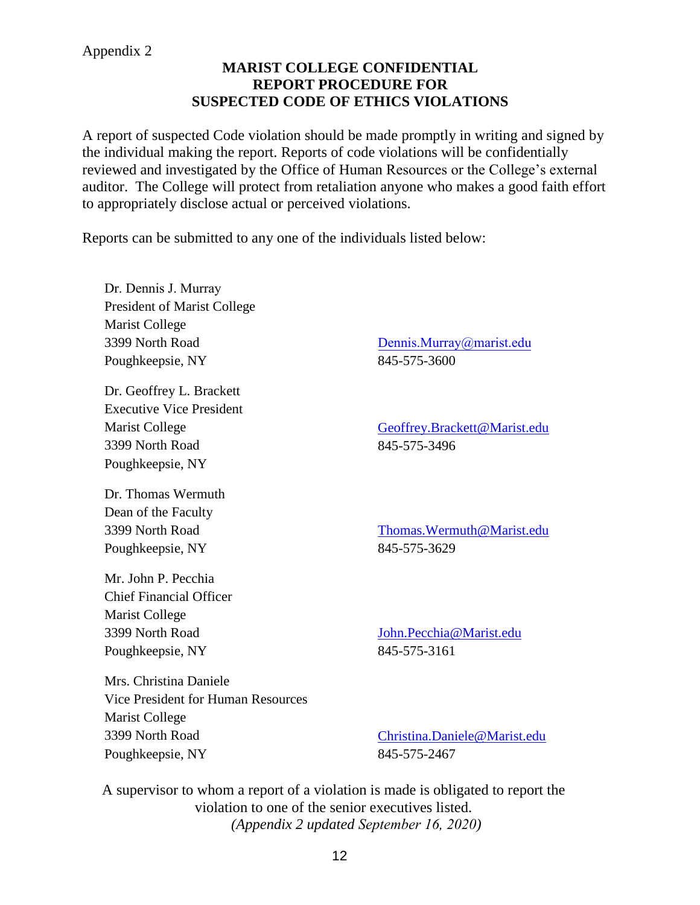Appendix 2

## MARIST COLLEGE CONFIDENTIAL REPORT PROCEDURE FOR SUSPECTED CODE OF ETHICS VIOLATIONS

A report of suspected Code violation should be made promptly in writing and signed by the individual making the report. Reports of code violations will be confidentially reviewed and investigated by the Office of Human Resources or the College's external auditor. The College will protect from retaliation anyone who makes a good faith effort to appropriately disclose actual or perceived violations.

Reports can be submitted to any one of the individuals listed below:

Dr. Dennis J. Murray
President of Marist College
Marist College
3399 North Road
Poughkeepsie, NY
Dennis.Murray@marist.edu
845-575-3600

Dr. Geoffrey L. Brackett
Executive Vice President
Marist College
3399 North Road
Poughkeepsie, NY
Geoffrey.Brackett@Marist.edu
845-575-3496

Dr. Thomas Wermuth
Dean of the Faculty
3399 North Road
Poughkeepsie, NY
Thomas.Wermuth@Marist.edu
845-575-3629

Mr. John P. Pecchia
Chief Financial Officer
Marist College
3399 North Road
Poughkeepsie, NY
John.Pecchia@Marist.edu
845-575-3161

Mrs. Christina Daniele
Vice President for Human Resources
Marist College
3399 North Road
Poughkeepsie, NY
Christina.Daniele@Marist.edu
845-575-2467

A supervisor to whom a report of a violation is made is obligated to report the violation to one of the senior executives listed.

*(Appendix 2 updated September 16, 2020)*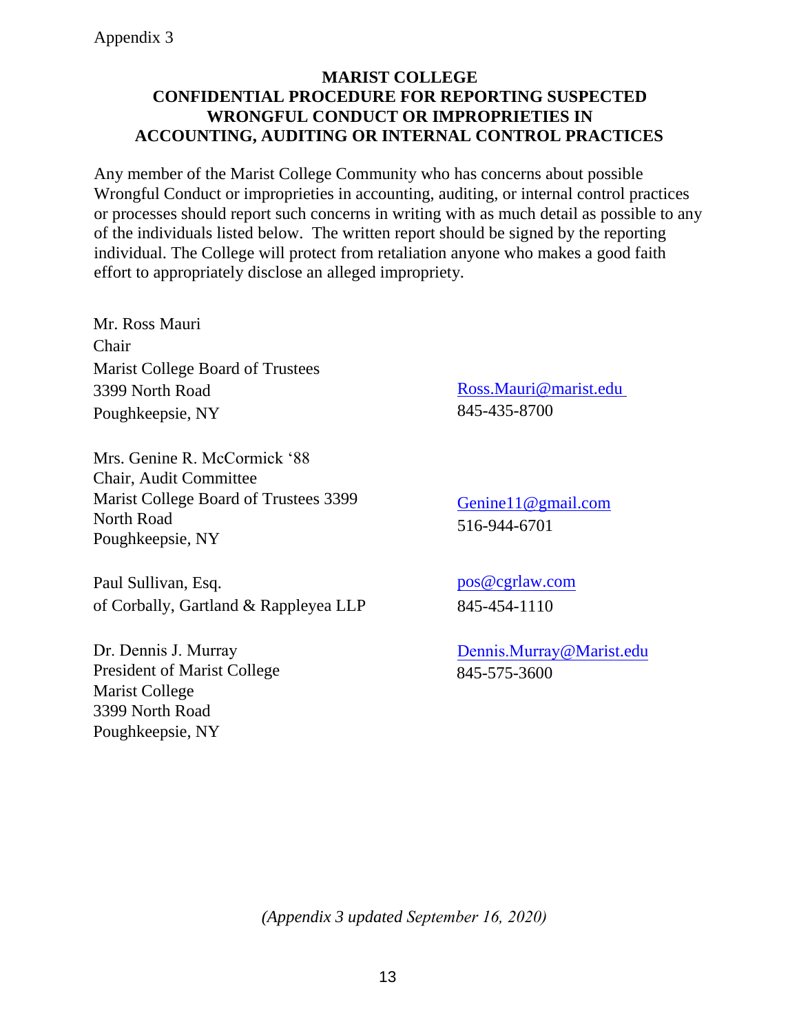Appendix 3

**MARIST COLLEGE**
**CONFIDENTIAL PROCEDURE FOR REPORTING SUSPECTED WRONGFUL CONDUCT OR IMPROPRIETIES IN ACCOUNTING, AUDITING OR INTERNAL CONTROL PRACTICES**

Any member of the Marist College Community who has concerns about possible Wrongful Conduct or improprieties in accounting, auditing, or internal control practices or processes should report such concerns in writing with as much detail as possible to any of the individuals listed below. The written report should be signed by the reporting individual. The College will protect from retaliation anyone who makes a good faith effort to appropriately disclose an alleged impropriety.

Mr. Ross Mauri
Chair
Marist College Board of Trustees
3399 North Road
Poughkeepsie, NY
Ross.Mauri@marist.edu
845-435-8700

Mrs. Genine R. McCormick '88
Chair, Audit Committee
Marist College Board of Trustees 3399 North Road
Poughkeepsie, NY
Genine11@gmail.com
516-944-6701

Paul Sullivan, Esq.
of Corbally, Gartland & Rappleyea LLP
pos@cgrlaw.com
845-454-1110

Dr. Dennis J. Murray
President of Marist College
Marist College
3399 North Road
Poughkeepsie, NY
Dennis.Murray@Marist.edu
845-575-3600

*(Appendix 3 updated September 16, 2020)*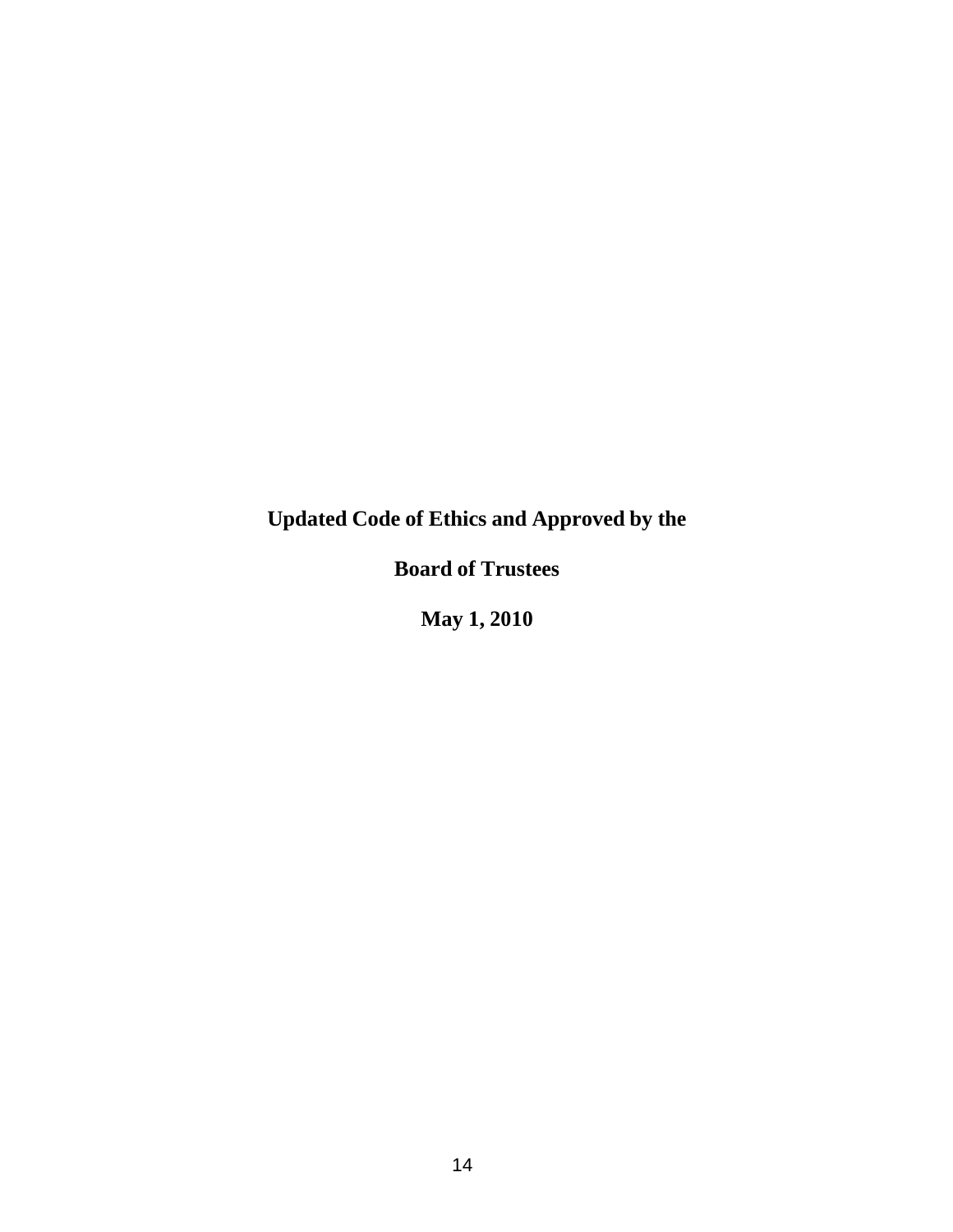**Updated Code of Ethics and Approved by the**

**Board of Trustees**

**May 1, 2010**